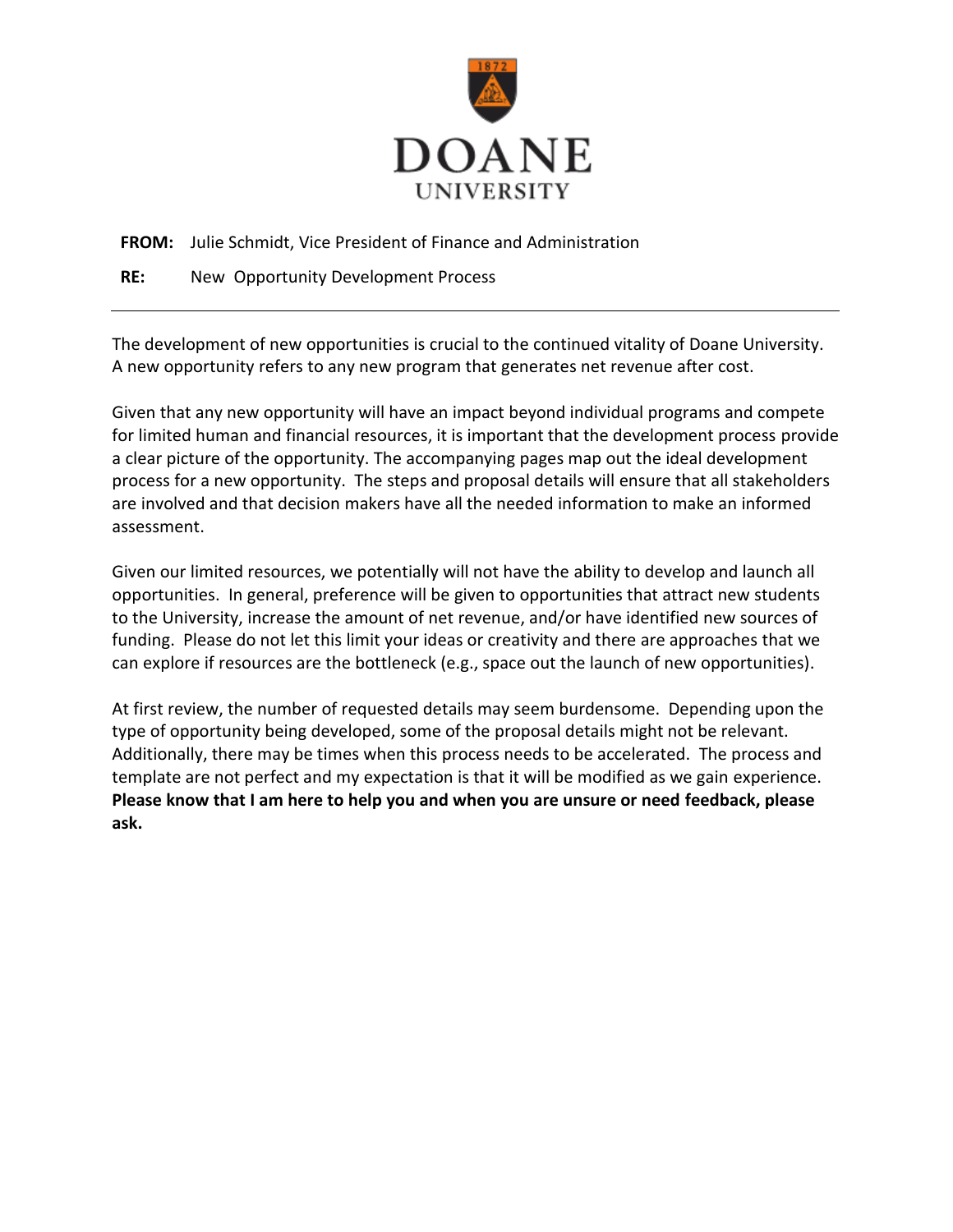# DOANE UNIVERSITY

**FROM:** Julie Schmidt, Vice President of Finance and Administration

**RE:** New Opportunity Development Process

---

The development of new opportunities is crucial to the continued vitality of Doane University. A new opportunity refers to any new program that generates net revenue after cost.

Given that any new opportunity will have an impact beyond individual programs and compete for limited human and financial resources, it is important that the development process provide a clear picture of the opportunity. The accompanying pages map out the ideal development process for a new opportunity. The steps and proposal details will ensure that all stakeholders are involved and that decision makers have all the needed information to make an informed assessment.

Given our limited resources, we potentially will not have the ability to develop and launch all opportunities. In general, preference will be given to opportunities that attract new students to the University, increase the amount of net revenue, and/or have identified new sources of funding. Please do not let this limit your ideas or creativity and there are approaches that we can explore if resources are the bottleneck (e.g., space out the launch of new opportunities).

At first review, the number of requested details may seem burdensome. Depending upon the type of opportunity being developed, some of the proposal details might not be relevant. Additionally, there may be times when this process needs to be accelerated. The process and template are not perfect and my expectation is that it will be modified as we gain experience. **Please know that I am here to help you and when you are unsure or need feedback, please ask.**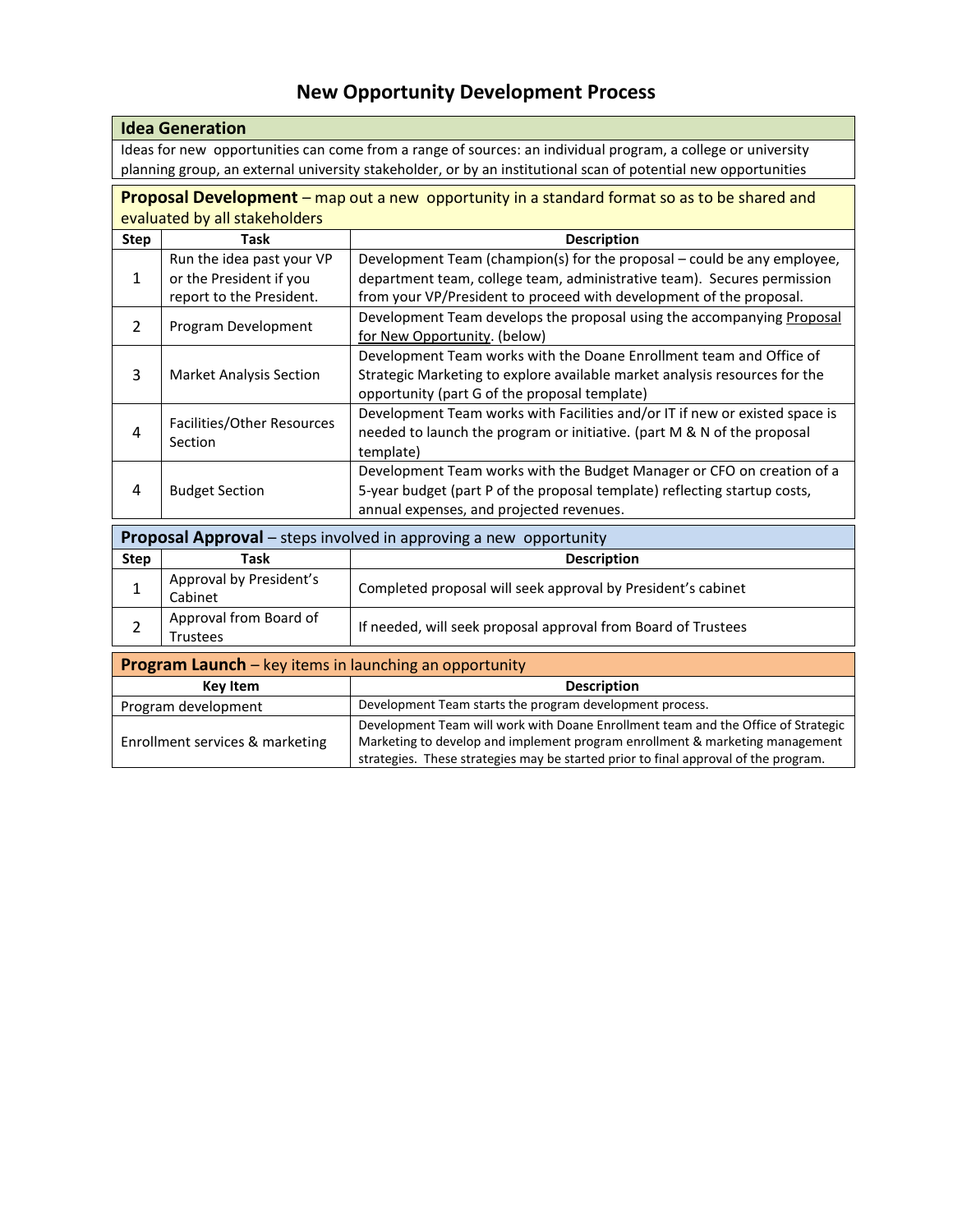# New Opportunity Development Process

## Idea Generation

Ideas for new opportunities can come from a range of sources: an individual program, a college or university planning group, an external university stakeholder, or by an institutional scan of potential new opportunities

## Proposal Development – map out a new opportunity in a standard format so as to be shared and evaluated by all stakeholders

| Step | Task | Description |
|---|---|---|
| 1 | Run the idea past your VP or the President if you report to the President. | Development Team (champion(s) for the proposal – could be any employee, department team, college team, administrative team). Secures permission from your VP/President to proceed with development of the proposal. |
| 2 | Program Development | Development Team develops the proposal using the accompanying Proposal for New Opportunity. (below) |
| 3 | Market Analysis Section | Development Team works with the Doane Enrollment team and Office of Strategic Marketing to explore available market analysis resources for the opportunity (part G of the proposal template) |
| 4 | Facilities/Other Resources Section | Development Team works with Facilities and/or IT if new or existed space is needed to launch the program or initiative. (part M & N of the proposal template) |
| 4 | Budget Section | Development Team works with the Budget Manager or CFO on creation of a 5-year budget (part P of the proposal template) reflecting startup costs, annual expenses, and projected revenues. |

## Proposal Approval – steps involved in approving a new opportunity

| Step | Task | Description |
|---|---|---|
| 1 | Approval by President's Cabinet | Completed proposal will seek approval by President's cabinet |
| 2 | Approval from Board of Trustees | If needed, will seek proposal approval from Board of Trustees |

## Program Launch – key items in launching an opportunity

| Key Item | Description |
|---|---|
| Program development | Development Team starts the program development process. |
| Enrollment services & marketing | Development Team will work with Doane Enrollment team and the Office of Strategic Marketing to develop and implement program enrollment & marketing management strategies. These strategies may be started prior to final approval of the program. |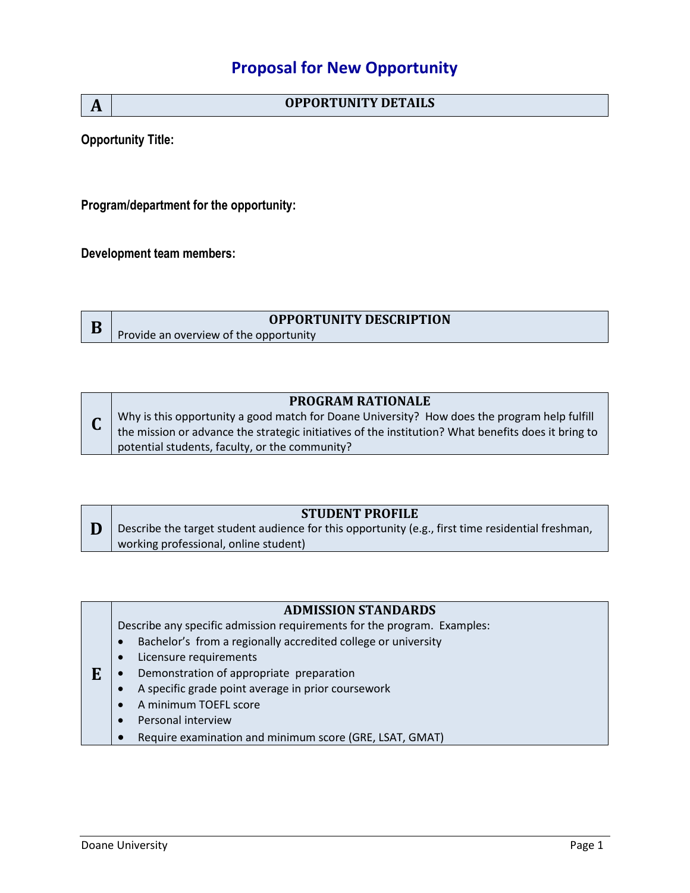# Proposal for New Opportunity

| A | OPPORTUNITY DETAILS |
|---|---|

**Opportunity Title:**

**Program/department for the opportunity:**

**Development team members:**

| B | OPPORTUNITY DESCRIPTION<br>Provide an overview of the opportunity |
|---|---|

| C | PROGRAM RATIONALE<br>Why is this opportunity a good match for Doane University? How does the program help fulfill the mission or advance the strategic initiatives of the institution? What benefits does it bring to potential students, faculty, or the community? |
|---|---|

| D | STUDENT PROFILE<br>Describe the target student audience for this opportunity (e.g., first time residential freshman, working professional, online student) |
|---|---|

| E | ADMISSION STANDARDS<br>Describe any specific admission requirements for the program. Examples:<br>• Bachelor's from a regionally accredited college or university<br>• Licensure requirements<br>• Demonstration of appropriate preparation<br>• A specific grade point average in prior coursework<br>• A minimum TOEFL score<br>• Personal interview<br>• Require examination and minimum score (GRE, LSAT, GMAT) |
|---|---|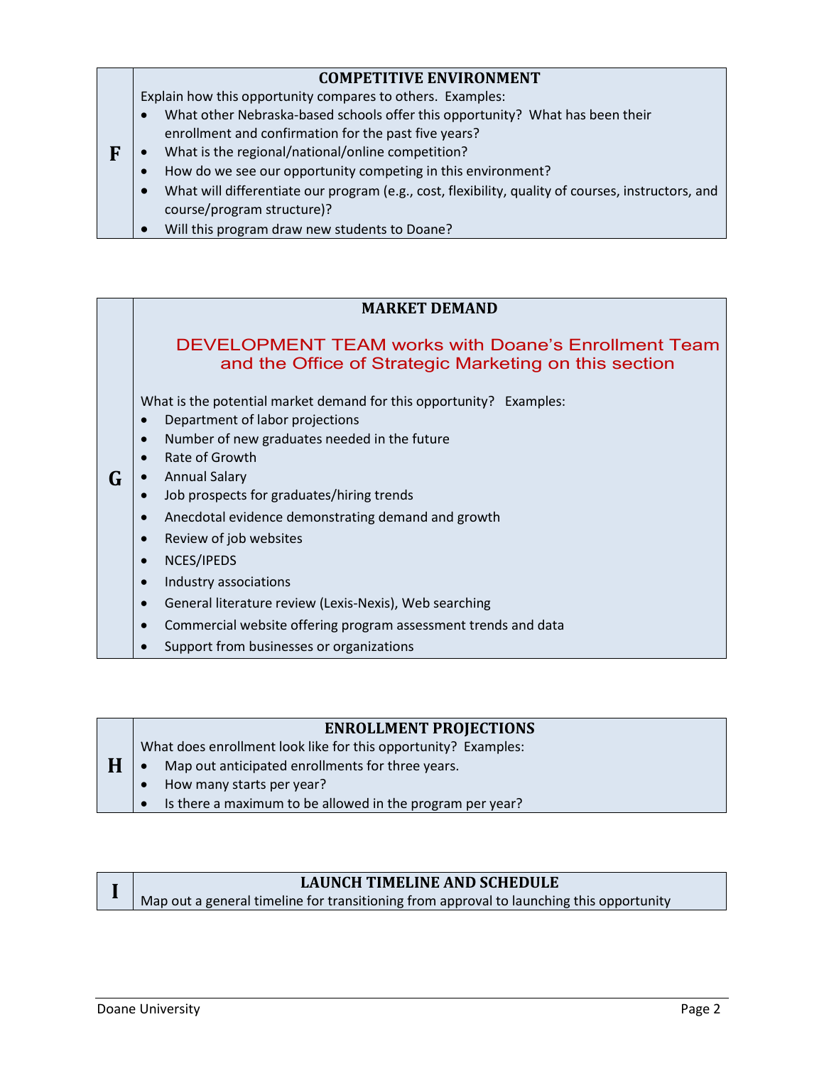## F. COMPETITIVE ENVIRONMENT

Explain how this opportunity compares to others. Examples:

- What other Nebraska-based schools offer this opportunity? What has been their enrollment and confirmation for the past five years?
- What is the regional/national/online competition?
- How do we see our opportunity competing in this environment?
- What will differentiate our program (e.g., cost, flexibility, quality of courses, instructors, and course/program structure)?
- Will this program draw new students to Doane?

## G. MARKET DEMAND

DEVELOPMENT TEAM works with Doane's Enrollment Team and the Office of Strategic Marketing on this section

What is the potential market demand for this opportunity? Examples:

- Department of labor projections
- Number of new graduates needed in the future
- Rate of Growth
- Annual Salary
- Job prospects for graduates/hiring trends
- Anecdotal evidence demonstrating demand and growth
- Review of job websites
- NCES/IPEDS
- Industry associations
- General literature review (Lexis-Nexis), Web searching
- Commercial website offering program assessment trends and data
- Support from businesses or organizations

## H. ENROLLMENT PROJECTIONS

What does enrollment look like for this opportunity? Examples:

- Map out anticipated enrollments for three years.
- How many starts per year?
- Is there a maximum to be allowed in the program per year?

## I. LAUNCH TIMELINE AND SCHEDULE

Map out a general timeline for transitioning from approval to launching this opportunity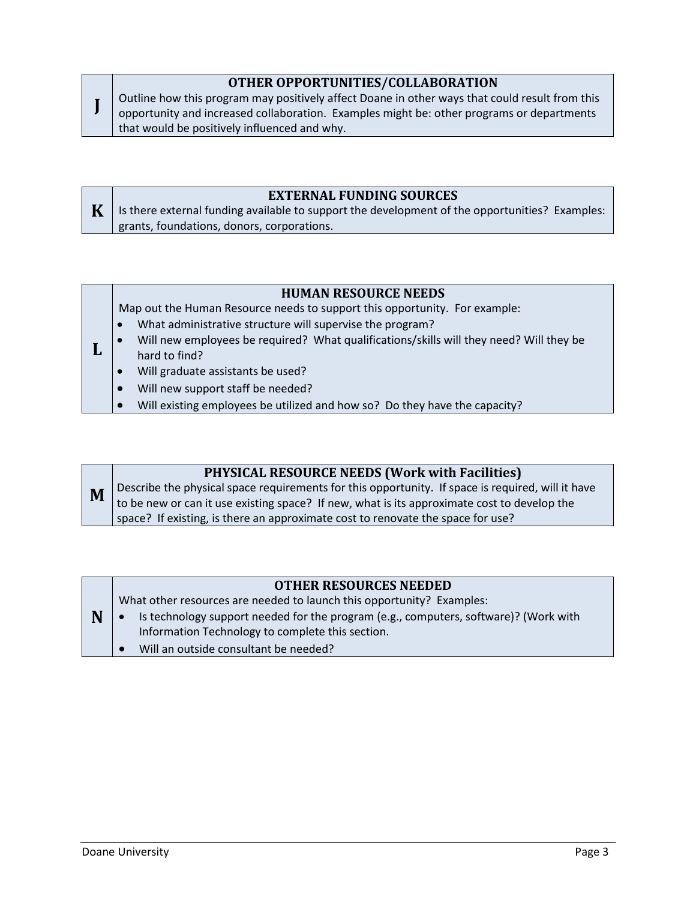| J | **OTHER OPPORTUNITIES/COLLABORATION** |
|---|---|
| | Outline how this program may positively affect Doane in other ways that could result from this opportunity and increased collaboration. Examples might be: other programs or departments that would be positively influenced and why. |

| K | **EXTERNAL FUNDING SOURCES** |
|---|---|
| | Is there external funding available to support the development of the opportunities? Examples: grants, foundations, donors, corporations. |

| L | **HUMAN RESOURCE NEEDS** |
|---|---|
| | Map out the Human Resource needs to support this opportunity. For example:<br>• What administrative structure will supervise the program?<br>• Will new employees be required? What qualifications/skills will they need? Will they be hard to find?<br>• Will graduate assistants be used?<br>• Will new support staff be needed?<br>• Will existing employees be utilized and how so? Do they have the capacity? |

| M | **PHYSICAL RESOURCE NEEDS (Work with Facilities)** |
|---|---|
| | Describe the physical space requirements for this opportunity. If space is required, will it have to be new or can it use existing space? If new, what is its approximate cost to develop the space? If existing, is there an approximate cost to renovate the space for use? |

| N | **OTHER RESOURCES NEEDED** |
|---|---|
| | What other resources are needed to launch this opportunity? Examples:<br>• Is technology support needed for the program (e.g., computers, software)? (Work with Information Technology to complete this section.<br>• Will an outside consultant be needed? |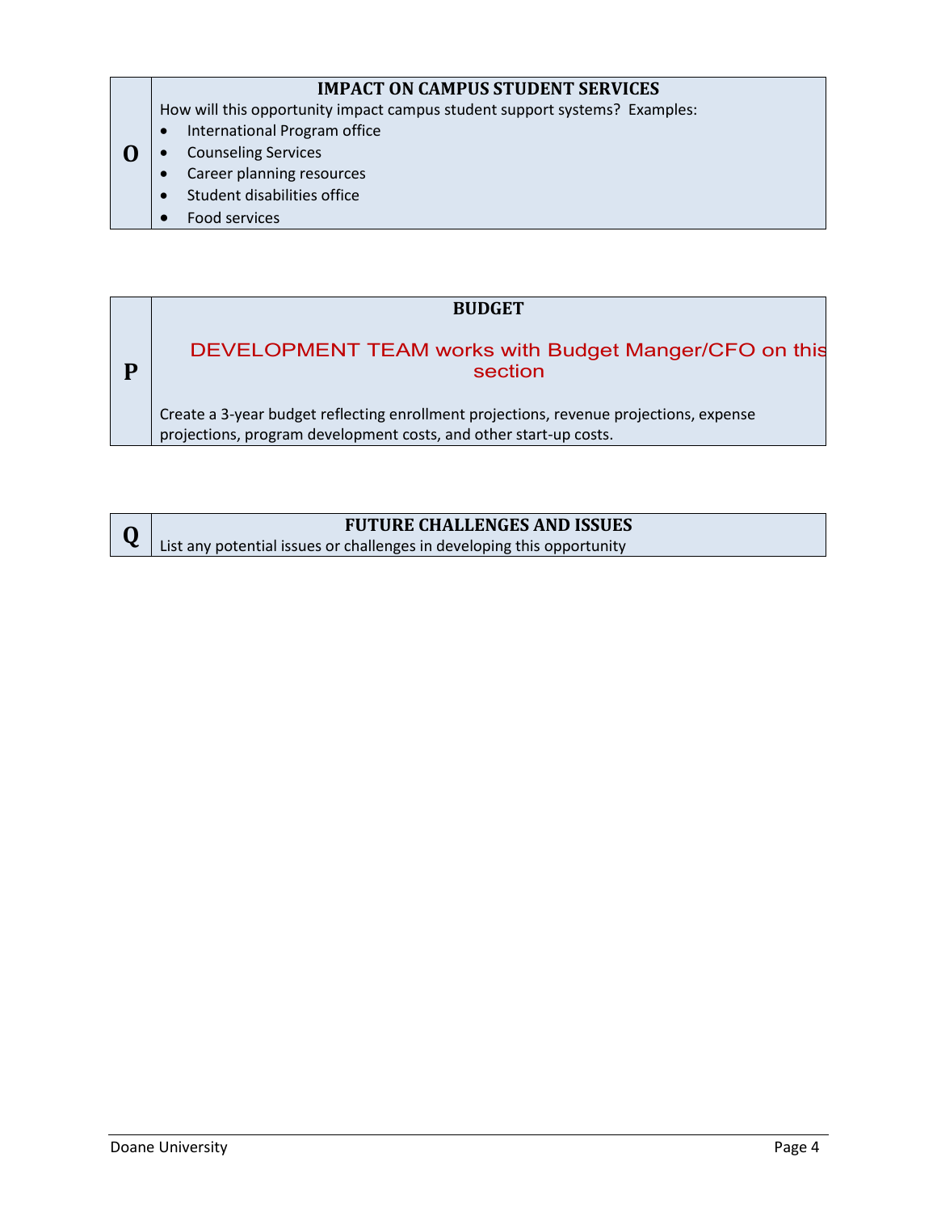| O | **IMPACT ON CAMPUS STUDENT SERVICES** |
|---|---|

How will this opportunity impact campus student support systems? Examples:

- International Program office
- Counseling Services
- Career planning resources
- Student disabilities office
- Food services

| P | **BUDGET** |
|---|---|

DEVELOPMENT TEAM works with Budget Manger/CFO on this section

Create a 3-year budget reflecting enrollment projections, revenue projections, expense projections, program development costs, and other start-up costs.

| Q | **FUTURE CHALLENGES AND ISSUES** |
|---|---|

List any potential issues or challenges in developing this opportunity